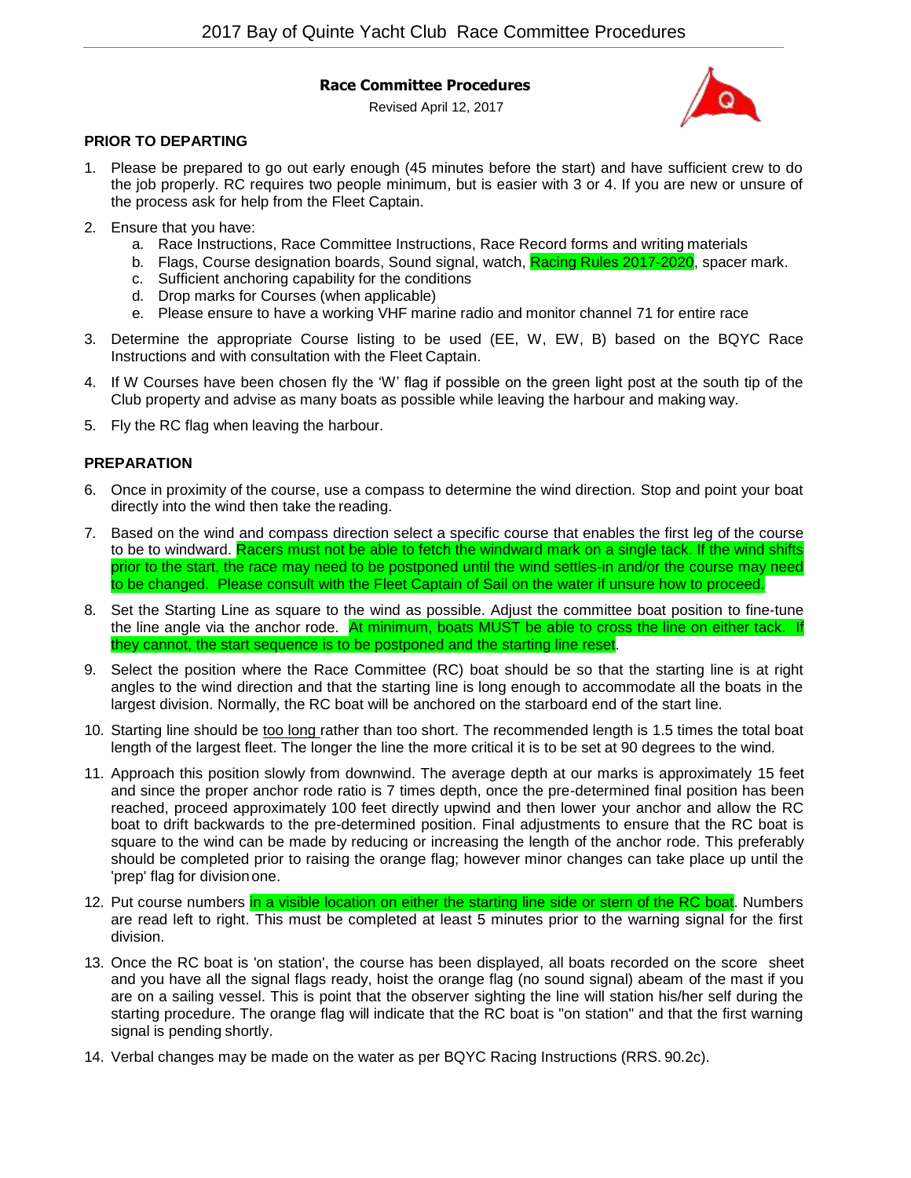## Race Committee Procedures

Revised April 12, 2017

### PRIOR TO DEPARTING

1. Please be prepared to go out early enough (45 minutes before the start) and have sufficient crew to do the job properly. RC requires two people minimum, but is easier with 3 or 4. If you are new or unsure of the process ask for help from the Fleet Captain.
2. Ensure that you have:
   a. Race Instructions, Race Committee Instructions, Race Record forms and writing materials
   b. Flags, Course designation boards, Sound signal, watch, Racing Rules 2017-2020, spacer mark.
   c. Sufficient anchoring capability for the conditions
   d. Drop marks for Courses (when applicable)
   e. Please ensure to have a working VHF marine radio and monitor channel 71 for entire race
3. Determine the appropriate Course listing to be used (EE, W, EW, B) based on the BQYC Race Instructions and with consultation with the Fleet Captain.
4. If W Courses have been chosen fly the 'W' flag if possible on the green light post at the south tip of the Club property and advise as many boats as possible while leaving the harbour and making way.
5. Fly the RC flag when leaving the harbour.

### PREPARATION

6. Once in proximity of the course, use a compass to determine the wind direction. Stop and point your boat directly into the wind then take the reading.
7. Based on the wind and compass direction select a specific course that enables the first leg of the course to be to windward. Racers must not be able to fetch the windward mark on a single tack. If the wind shifts prior to the start, the race may need to be postponed until the wind settles-in and/or the course may need to be changed. Please consult with the Fleet Captain of Sail on the water if unsure how to proceed.
8. Set the Starting Line as square to the wind as possible. Adjust the committee boat position to fine-tune the line angle via the anchor rode. At minimum, boats MUST be able to cross the line on either tack. If they cannot, the start sequence is to be postponed and the starting line reset.
9. Select the position where the Race Committee (RC) boat should be so that the starting line is at right angles to the wind direction and that the starting line is long enough to accommodate all the boats in the largest division. Normally, the RC boat will be anchored on the starboard end of the start line.
10. Starting line should be too long rather than too short. The recommended length is 1.5 times the total boat length of the largest fleet. The longer the line the more critical it is to be set at 90 degrees to the wind.
11. Approach this position slowly from downwind. The average depth at our marks is approximately 15 feet and since the proper anchor rode ratio is 7 times depth, once the pre-determined final position has been reached, proceed approximately 100 feet directly upwind and then lower your anchor and allow the RC boat to drift backwards to the pre-determined position. Final adjustments to ensure that the RC boat is square to the wind can be made by reducing or increasing the length of the anchor rode. This preferably should be completed prior to raising the orange flag; however minor changes can take place up until the 'prep' flag for division one.
12. Put course numbers in a visible location on either the starting line side or stern of the RC boat. Numbers are read left to right. This must be completed at least 5 minutes prior to the warning signal for the first division.
13. Once the RC boat is 'on station', the course has been displayed, all boats recorded on the score sheet and you have all the signal flags ready, hoist the orange flag (no sound signal) abeam of the mast if you are on a sailing vessel. This is point that the observer sighting the line will station his/her self during the starting procedure. The orange flag will indicate that the RC boat is "on station" and that the first warning signal is pending shortly.
14. Verbal changes may be made on the water as per BQYC Racing Instructions (RRS. 90.2c).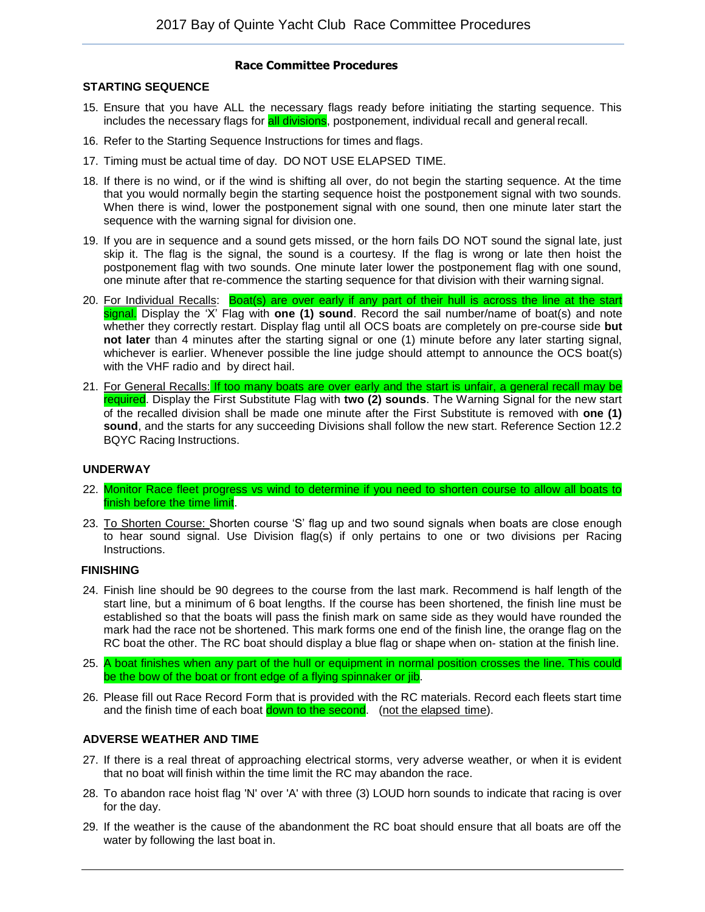## Race Committee Procedures

### STARTING SEQUENCE

15. Ensure that you have ALL the necessary flags ready before initiating the starting sequence. This includes the necessary flags for all divisions, postponement, individual recall and general recall.
16. Refer to the Starting Sequence Instructions for times and flags.
17. Timing must be actual time of day. DO NOT USE ELAPSED TIME.
18. If there is no wind, or if the wind is shifting all over, do not begin the starting sequence. At the time that you would normally begin the starting sequence hoist the postponement signal with two sounds. When there is wind, lower the postponement signal with one sound, then one minute later start the sequence with the warning signal for division one.
19. If you are in sequence and a sound gets missed, or the horn fails DO NOT sound the signal late, just skip it. The flag is the signal, the sound is a courtesy. If the flag is wrong or late then hoist the postponement flag with two sounds. One minute later lower the postponement flag with one sound, one minute after that re-commence the starting sequence for that division with their warning signal.
20. For Individual Recalls: Boat(s) are over early if any part of their hull is across the line at the start signal. Display the 'X' Flag with **one (1) sound**. Record the sail number/name of boat(s) and note whether they correctly restart. Display flag until all OCS boats are completely on pre-course side **but not later** than 4 minutes after the starting signal or one (1) minute before any later starting signal, whichever is earlier. Whenever possible the line judge should attempt to announce the OCS boat(s) with the VHF radio and by direct hail.
21. For General Recalls: If too many boats are over early and the start is unfair, a general recall may be required. Display the First Substitute Flag with **two (2) sounds**. The Warning Signal for the new start of the recalled division shall be made one minute after the First Substitute is removed with **one (1) sound**, and the starts for any succeeding Divisions shall follow the new start. Reference Section 12.2 BQYC Racing Instructions.

### UNDERWAY

22. Monitor Race fleet progress vs wind to determine if you need to shorten course to allow all boats to finish before the time limit.
23. To Shorten Course: Shorten course 'S' flag up and two sound signals when boats are close enough to hear sound signal. Use Division flag(s) if only pertains to one or two divisions per Racing Instructions.

### FINISHING

24. Finish line should be 90 degrees to the course from the last mark. Recommend is half length of the start line, but a minimum of 6 boat lengths. If the course has been shortened, the finish line must be established so that the boats will pass the finish mark on same side as they would have rounded the mark had the race not be shortened. This mark forms one end of the finish line, the orange flag on the RC boat the other. The RC boat should display a blue flag or shape when on- station at the finish line.
25. A boat finishes when any part of the hull or equipment in normal position crosses the line. This could be the bow of the boat or front edge of a flying spinnaker or jib.
26. Please fill out Race Record Form that is provided with the RC materials. Record each fleets start time and the finish time of each boat down to the second. (not the elapsed time).

### ADVERSE WEATHER AND TIME

27. If there is a real threat of approaching electrical storms, very adverse weather, or when it is evident that no boat will finish within the time limit the RC may abandon the race.
28. To abandon race hoist flag 'N' over 'A' with three (3) LOUD horn sounds to indicate that racing is over for the day.
29. If the weather is the cause of the abandonment the RC boat should ensure that all boats are off the water by following the last boat in.